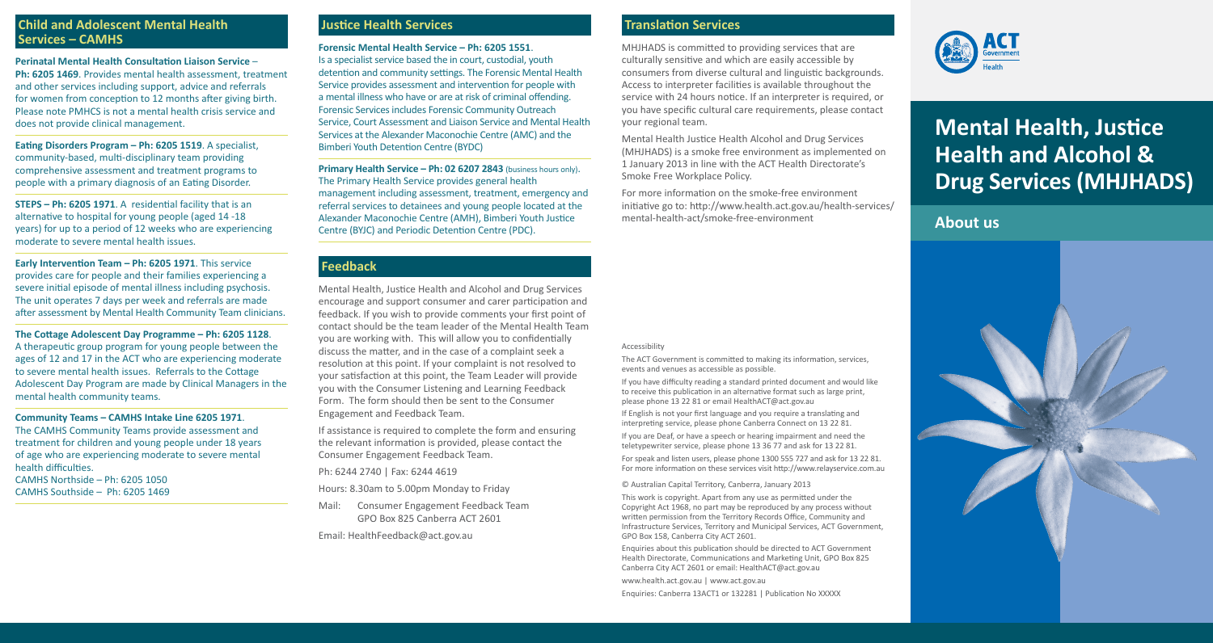## Child and Adolescent Mental Health Services – CAMHS

**Perinatal Mental Health Consultation Liaison Service – Ph: 6205 1469**. Provides mental health assessment, treatment and other services including support, advice and referrals for women from conception to 12 months after giving birth. Please note PMHCS is not a mental health crisis service and does not provide clinical management.

**Eating Disorders Program – Ph: 6205 1519**. A specialist, community-based, multi-disciplinary team providing comprehensive assessment and treatment programs to people with a primary diagnosis of an Eating Disorder.

**STEPS – Ph: 6205 1971**. A residential facility that is an alternative to hospital for young people (aged 14 -18 years) for up to a period of 12 weeks who are experiencing moderate to severe mental health issues.

**Early Intervention Team – Ph: 6205 1971**. This service provides care for people and their families experiencing a severe initial episode of mental illness including psychosis. The unit operates 7 days per week and referrals are made after assessment by Mental Health Community Team clinicians.

**The Cottage Adolescent Day Programme – Ph: 6205 1128**. A therapeutic group program for young people between the ages of 12 and 17 in the ACT who are experiencing moderate to severe mental health issues. Referrals to the Cottage Adolescent Day Program are made by Clinical Managers in the mental health community teams.

**Community Teams – CAMHS Intake Line 6205 1971**. The CAMHS Community Teams provide assessment and treatment for children and young people under 18 years of age who are experiencing moderate to severe mental health difficulties.
CAMHS Northside – Ph: 6205 1050
CAMHS Southside – Ph: 6205 1469

## Justice Health Services

**Forensic Mental Health Service – Ph: 6205 1551**. Is a specialist service based the in court, custodial, youth detention and community settings. The Forensic Mental Health Service provides assessment and intervention for people with a mental illness who have or are at risk of criminal offending. Forensic Services includes Forensic Community Outreach Service, Court Assessment and Liaison Service and Mental Health Services at the Alexander Maconochie Centre (AMC) and the Bimberi Youth Detention Centre (BYDC)

**Primary Health Service – Ph: 02 6207 2843** (business hours only). The Primary Health Service provides general health management including assessment, treatment, emergency and referral services to detainees and young people located at the Alexander Maconochie Centre (AMH), Bimberi Youth Justice Centre (BYJC) and Periodic Detention Centre (PDC).

## Feedback

Mental Health, Justice Health and Alcohol and Drug Services encourage and support consumer and carer participation and feedback. If you wish to provide comments your first point of contact should be the team leader of the Mental Health Team you are working with. This will allow you to confidentially discuss the matter, and in the case of a complaint seek a resolution at this point. If your complaint is not resolved to your satisfaction at this point, the Team Leader will provide you with the Consumer Listening and Learning Feedback Form. The form should then be sent to the Consumer Engagement and Feedback Team.

If assistance is required to complete the form and ensuring the relevant information is provided, please contact the Consumer Engagement Feedback Team.

Ph: 6244 2740 | Fax: 6244 4619

Hours: 8.30am to 5.00pm Monday to Friday

Mail: Consumer Engagement Feedback Team
GPO Box 825 Canberra ACT 2601

Email: HealthFeedback@act.gov.au

## Translation Services

MHJHADS is committed to providing services that are culturally sensitive and which are easily accessible by consumers from diverse cultural and linguistic backgrounds. Access to interpreter facilities is available throughout the service with 24 hours notice. If an interpreter is required, or you have specific cultural care requirements, please contact your regional team.

Mental Health Justice Health Alcohol and Drug Services (MHJHADS) is a smoke free environment as implemented on 1 January 2013 in line with the ACT Health Directorate's Smoke Free Workplace Policy.

For more information on the smoke-free environment initiative go to: http://www.health.act.gov.au/health-services/mental-health-act/smoke-free-environment

Accessibility

The ACT Government is committed to making its information, services, events and venues as accessible as possible.

If you have difficulty reading a standard printed document and would like to receive this publication in an alternative format such as large print, please phone 13 22 81 or email HealthACT@act.gov.au

If English is not your first language and you require a translating and interpreting service, please phone Canberra Connect on 13 22 81.

If you are Deaf, or have a speech or hearing impairment and need the teletypewriter service, please phone 13 36 77 and ask for 13 22 81.

For speak and listen users, please phone 1300 555 727 and ask for 13 22 81. For more information on these services visit http://www.relayservice.com.au

© Australian Capital Territory, Canberra, January 2013

This work is copyright. Apart from any use as permitted under the Copyright Act 1968, no part may be reproduced by any process without written permission from the Territory Records Office, Community and Infrastructure Services, Territory and Municipal Services, ACT Government, GPO Box 158, Canberra City ACT 2601.

Enquiries about this publication should be directed to ACT Government Health Directorate, Communications and Marketing Unit, GPO Box 825 Canberra City ACT 2601 or email: HealthACT@act.gov.au

www.health.act.gov.au | www.act.gov.au

Enquiries: Canberra 13ACT1 or 132281 | Publication No XXXXX

ACT Government Health

# Mental Health, Justice Health and Alcohol & Drug Services (MHJHADS)

## About us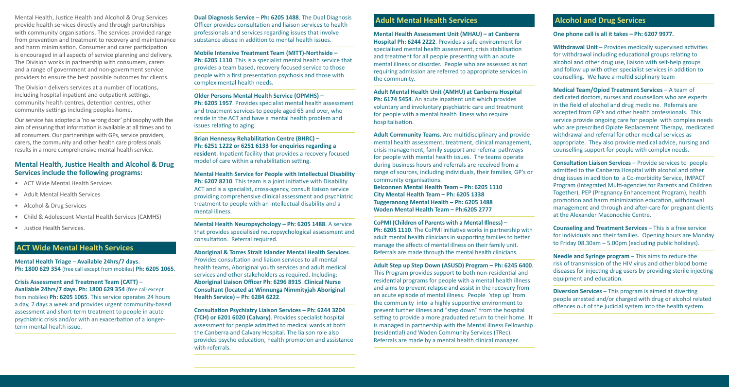Mental Health, Justice Health and Alcohol & Drug Services provide health services directly and through partnerships with community organisations. The services provided range from prevention and treatment to recovery and maintenance and harm minimisation. Consumer and carer participation is encouraged in all aspects of service planning and delivery. The Division works in partnership with consumers, carers and a range of government and non-government service providers to ensure the best possible outcomes for clients.

The Division delivers services at a number of locations, including hospital inpatient and outpatient settings, community health centres, detention centres, other community settings including peoples home.

Our service has adopted a 'no wrong door' philosophy with the aim of ensuring that information is available at all times and to all consumers. Our partnerships with GPs, service providers, carers, the community and other health care professionals results in a more comprehensive mental health service.

### Mental Health, Justice Health and Alcohol & Drug Services include the following programs:

- ACT Wide Mental Health Services
- Adult Mental Health Services
- Alcohol & Drug Services
- Child & Adolescent Mental Health Services (CAMHS)
- Justice Health Services.

## ACT Wide Mental Health Services

**Mental Health Triage – Available 24hrs/7 days. Ph: 1800 629 354** (free call except from mobiles) **Ph: 6205 1065**.

**Crisis Assessment and Treatment Team (CATT) – Available 24hrs/7 days. Ph: 1800 629 354** (free call except from mobiles) **Ph: 6205 1065**. This service operates 24 hours a day, 7 days a week and provides urgent community-based assessment and short-term treatment to people in acute psychiatric crisis and/or with an exacerbation of a longer-term mental health issue.

**Dual Diagnosis Service – Ph: 6205 1488**. The Dual Diagnosis Officer provides consultation and liaison services to health professionals and services regarding issues that involve substance abuse in addition to mental health issues.

**Mobile Intensive Treatment Team (MITT)-Northside – Ph: 6205 1110**. This is a specialist mental health service that provides a team based, recovery focused service to those people with a first presentation psychosis and those with complex mental health needs.

**Older Persons Mental Health Service (OPMHS) – Ph: 6205 1957**. Provides specialist mental health assessment and treatment services to people aged 65 and over, who reside in the ACT and have a mental health problem and issues relating to aging.

**Brian Hennessy Rehabilitation Centre (BHRC) – Ph: 6251 1222 or 6251 6133 for enquiries regarding a resident**. Inpatient facility that provides a recovery focused model of care within a rehabilitation setting.

**Mental Health Service for People with Intellectual Disability Ph: 6207 8210**. This team is a joint initiative with Disability ACT and is a specialist, cross-agency, consult liaison service providing comprehensive clinical assessment and psychiatric treatment to people with an intellectual disability and a mental illness.

**Mental Health Neuropsychology – Ph: 6205 1488**. A service that provides specialised neuropsychological assessment and consultation. Referral required.

**Aboriginal & Torres Strait Islander Mental Health Services**. Provides consultation and liaison services to all mental health teams, Aboriginal youth services and adult medical services and other stakeholders as required. Including: **Aboriginal Liaison Officer Ph: 6296 8915**. **Clinical Nurse Consultant (located at Winnunga Nimmityjah Aboriginal Health Service) – Ph: 6284 6222**.

**Consultation Psychiatry Liaison Services – Ph: 6244 3204 (TCH) or 6201 6020 (Calvary)**. Provides specialist hospital assessment for people admitted to medical wards at both the Canberra and Calvary Hospital. The liaison role also provides psycho education, health promotion and assistance with referrals.

## Adult Mental Health Services

**Mental Health Assessment Unit (MHAU) – at Canberra Hospital Ph: 6244 2222**. Provides a safe environment for specialised mental health assessment, crisis stabilisation and treatment for all people presenting with an acute mental illness or disorder. People who are assessed as not requiring admission are referred to appropriate services in the community.

**Adult Mental Health Unit (AMHU) at Canberra Hospital Ph: 6174 5454**. An acute inpatient unit which provides voluntary and involuntary psychiatric care and treatment for people with a mental health illness who require hospitalisation.

**Adult Community Teams**. Are multidisciplinary and provide mental health assessment, treatment, clinical management, crisis management, family support and referral pathways for people with mental health issues. The teams operate during business hours and referrals are received from a range of sources, including individuals, their families, GP's or community organisations.
**Belconnen Mental Health Team – Ph: 6205 1110**
**City Mental Health Team – Ph: 6205 1338**
**Tuggeranong Mental Health – Ph: 6205 1488**
**Woden Mental Health Team – Ph:6205 2777**

**CoPMI (Children of Parents with a Mental Illness) – Ph: 6205 1110**. The CoPMI initiative works in partnership with adult mental health clinicians in supporting families to better manage the affects of mental illness on their family unit. Referrals are made through the mental health clinicians.

**Adult Step up Step Down (ASUSD) Program – Ph: 6245 6400**. This Program provides support to both non-residential and residential programs for people with a mental health illness and aims to prevent relapse and assist in the recovery from an acute episode of mental illness. People 'step up' from the community into a highly supportive environment to prevent further illness and "step down" from the hospital setting to provide a more graduated return to their home. It is managed in partnership with the Mental illness Fellowship (residential) and Woden Community Services (TRec). Referrals are made by a mental health clinical manager.

## Alcohol and Drug Services

**One phone call is all it takes – Ph: 6207 9977.**

**Withdrawal Unit** – Provides medically supervised activities for withdrawal including educational groups relating to alcohol and other drug use, liaison with self-help groups and follow up with other specialist services in addition to counselling. We have a multidisciplinary team

**Medical Team/Opiod Treatment Services** – A team of dedicated doctors, nurses and counsellors who are experts in the field of alcohol and drug medicine. Referrals are accepted from GP's and other health professionals. This service provide ongoing care for people with complex needs who are prescribed Opiate Replacement Therapy, medicated withdrawal and referral for other medical services as appropriate. They also provide medical advice, nursing and counselling support for people with complex needs.

**Consultation Liaison Services** – Provide services to people admitted to the Canberra Hospital with alcohol and other drug issues in addition to a Co-morbidity Service, IMPACT Program (Integrated Multi-agencies for Parents and Children Together), PEP (Pregnancy Enhancement Program), health promotion and harm minimization education, withdrawal management and through and after-care for pregnant clients at the Alexander Maconochie Centre.

**Counseling and Treatment Services** – This is a free service for individuals and their families. Opening hours are Monday to Friday 08.30am – 5.00pm (excluding public holidays).

**Needle and Syringe program** – This aims to reduce the risk of transmission of the HIV virus and other blood borne diseases for injecting drug users by providing sterile injecting equipment and education.

**Diversion Services** – This program is aimed at diverting people arrested and/or charged with drug or alcohol related offences out of the judicial system into the health system.